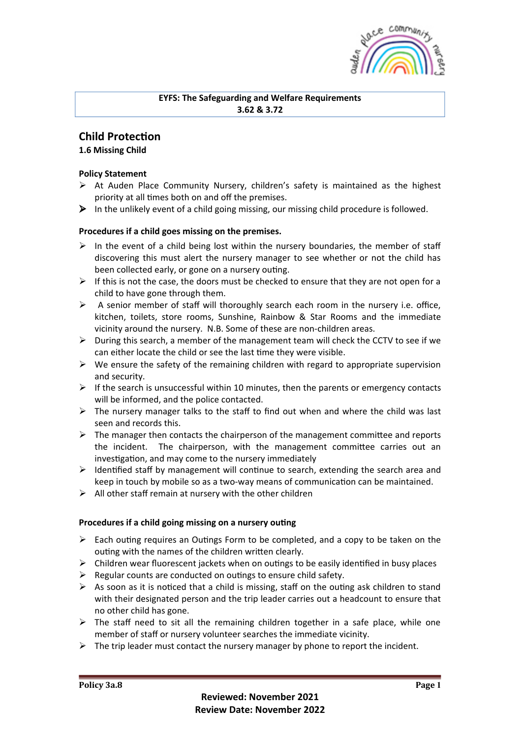**EYFS: The Safeguarding and Welfare Requirements**
**3.62 & 3.72**

## Child Protection

### 1.6 Missing Child

**Policy Statement**

- At Auden Place Community Nursery, children's safety is maintained as the highest priority at all times both on and off the premises.
- In the unlikely event of a child going missing, our missing child procedure is followed.

**Procedures if a child goes missing on the premises.**

- In the event of a child being lost within the nursery boundaries, the member of staff discovering this must alert the nursery manager to see whether or not the child has been collected early, or gone on a nursery outing.
- If this is not the case, the doors must be checked to ensure that they are not open for a child to have gone through them.
- A senior member of staff will thoroughly search each room in the nursery i.e. office, kitchen, toilets, store rooms, Sunshine, Rainbow & Star Rooms and the immediate vicinity around the nursery. N.B. Some of these are non-children areas.
- During this search, a member of the management team will check the CCTV to see if we can either locate the child or see the last time they were visible.
- We ensure the safety of the remaining children with regard to appropriate supervision and security.
- If the search is unsuccessful within 10 minutes, then the parents or emergency contacts will be informed, and the police contacted.
- The nursery manager talks to the staff to find out when and where the child was last seen and records this.
- The manager then contacts the chairperson of the management committee and reports the incident. The chairperson, with the management committee carries out an investigation, and may come to the nursery immediately
- Identified staff by management will continue to search, extending the search area and keep in touch by mobile so as a two-way means of communication can be maintained.
- All other staff remain at nursery with the other children

**Procedures if a child going missing on a nursery outing**

- Each outing requires an Outings Form to be completed, and a copy to be taken on the outing with the names of the children written clearly.
- Children wear fluorescent jackets when on outings to be easily identified in busy places
- Regular counts are conducted on outings to ensure child safety.
- As soon as it is noticed that a child is missing, staff on the outing ask children to stand with their designated person and the trip leader carries out a headcount to ensure that no other child has gone.
- The staff need to sit all the remaining children together in a safe place, while one member of staff or nursery volunteer searches the immediate vicinity.
- The trip leader must contact the nursery manager by phone to report the incident.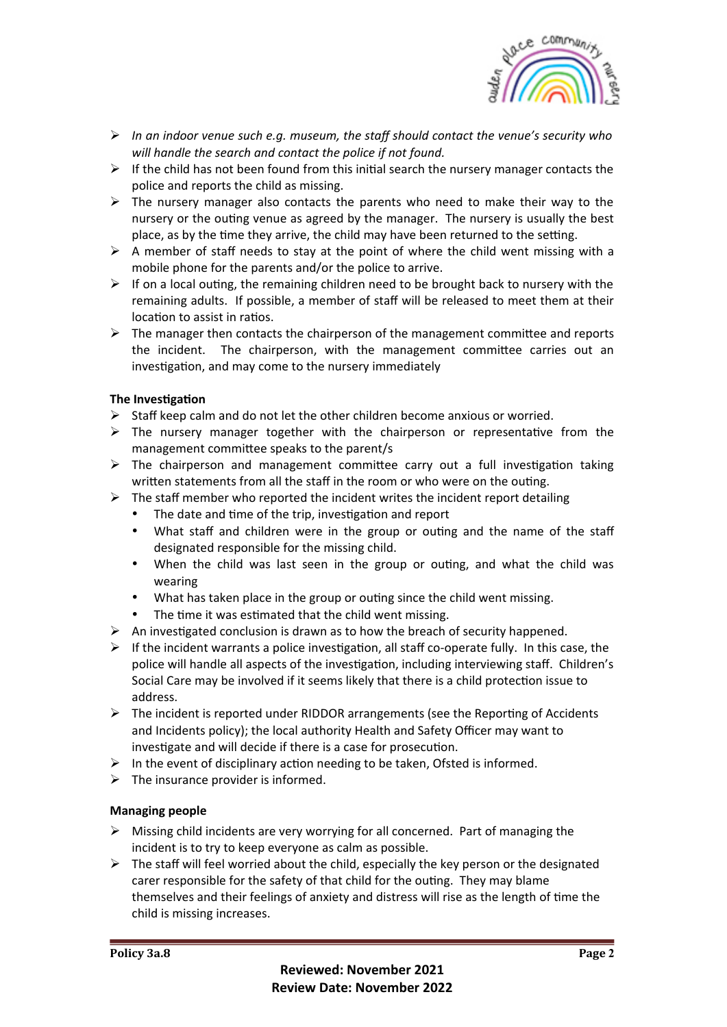- *In an indoor venue such e.g. museum, the staff should contact the venue's security who will handle the search and contact the police if not found.*
- If the child has not been found from this initial search the nursery manager contacts the police and reports the child as missing.
- The nursery manager also contacts the parents who need to make their way to the nursery or the outing venue as agreed by the manager. The nursery is usually the best place, as by the time they arrive, the child may have been returned to the setting.
- A member of staff needs to stay at the point of where the child went missing with a mobile phone for the parents and/or the police to arrive.
- If on a local outing, the remaining children need to be brought back to nursery with the remaining adults. If possible, a member of staff will be released to meet them at their location to assist in ratios.
- The manager then contacts the chairperson of the management committee and reports the incident. The chairperson, with the management committee carries out an investigation, and may come to the nursery immediately

**The Investigation**

- Staff keep calm and do not let the other children become anxious or worried.
- The nursery manager together with the chairperson or representative from the management committee speaks to the parent/s
- The chairperson and management committee carry out a full investigation taking written statements from all the staff in the room or who were on the outing.
- The staff member who reported the incident writes the incident report detailing
  - The date and time of the trip, investigation and report
  - What staff and children were in the group or outing and the name of the staff designated responsible for the missing child.
  - When the child was last seen in the group or outing, and what the child was wearing
  - What has taken place in the group or outing since the child went missing.
  - The time it was estimated that the child went missing.
- An investigated conclusion is drawn as to how the breach of security happened.
- If the incident warrants a police investigation, all staff co-operate fully. In this case, the police will handle all aspects of the investigation, including interviewing staff. Children's Social Care may be involved if it seems likely that there is a child protection issue to address.
- The incident is reported under RIDDOR arrangements (see the Reporting of Accidents and Incidents policy); the local authority Health and Safety Officer may want to investigate and will decide if there is a case for prosecution.
- In the event of disciplinary action needing to be taken, Ofsted is informed.
- The insurance provider is informed.

**Managing people**

- Missing child incidents are very worrying for all concerned. Part of managing the incident is to try to keep everyone as calm as possible.
- The staff will feel worried about the child, especially the key person or the designated carer responsible for the safety of that child for the outing. They may blame themselves and their feelings of anxiety and distress will rise as the length of time the child is missing increases.

Policy 3a.8

**Reviewed: November 2021**
**Review Date: November 2022**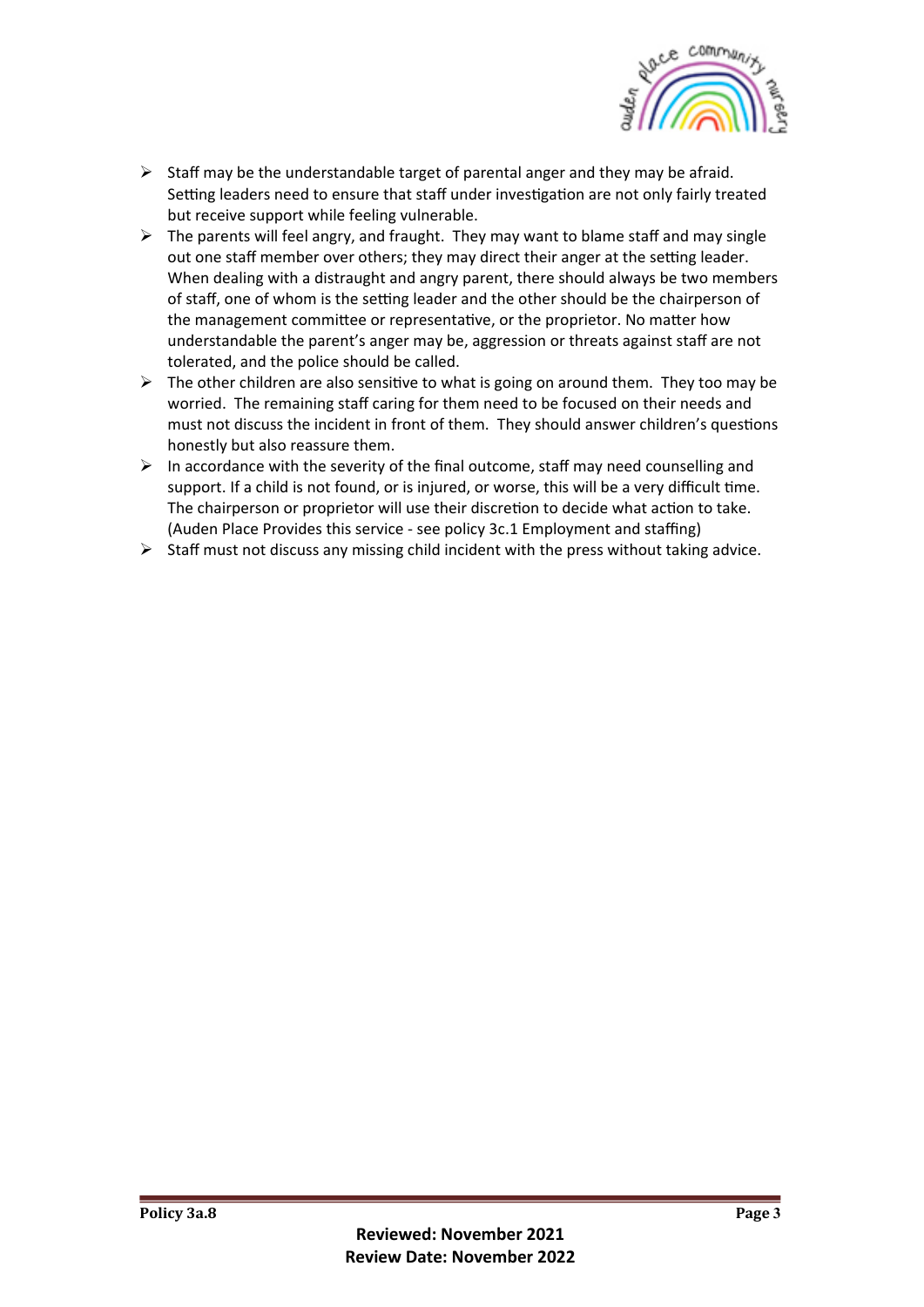- Staff may be the understandable target of parental anger and they may be afraid. Setting leaders need to ensure that staff under investigation are not only fairly treated but receive support while feeling vulnerable.
- The parents will feel angry, and fraught. They may want to blame staff and may single out one staff member over others; they may direct their anger at the setting leader. When dealing with a distraught and angry parent, there should always be two members of staff, one of whom is the setting leader and the other should be the chairperson of the management committee or representative, or the proprietor. No matter how understandable the parent's anger may be, aggression or threats against staff are not tolerated, and the police should be called.
- The other children are also sensitive to what is going on around them. They too may be worried. The remaining staff caring for them need to be focused on their needs and must not discuss the incident in front of them. They should answer children's questions honestly but also reassure them.
- In accordance with the severity of the final outcome, staff may need counselling and support. If a child is not found, or is injured, or worse, this will be a very difficult time. The chairperson or proprietor will use their discretion to decide what action to take. (Auden Place Provides this service - see policy 3c.1 Employment and staffing)
- Staff must not discuss any missing child incident with the press without taking advice.

**Policy 3a.8**

**Reviewed: November 2021**
**Review Date: November 2022**